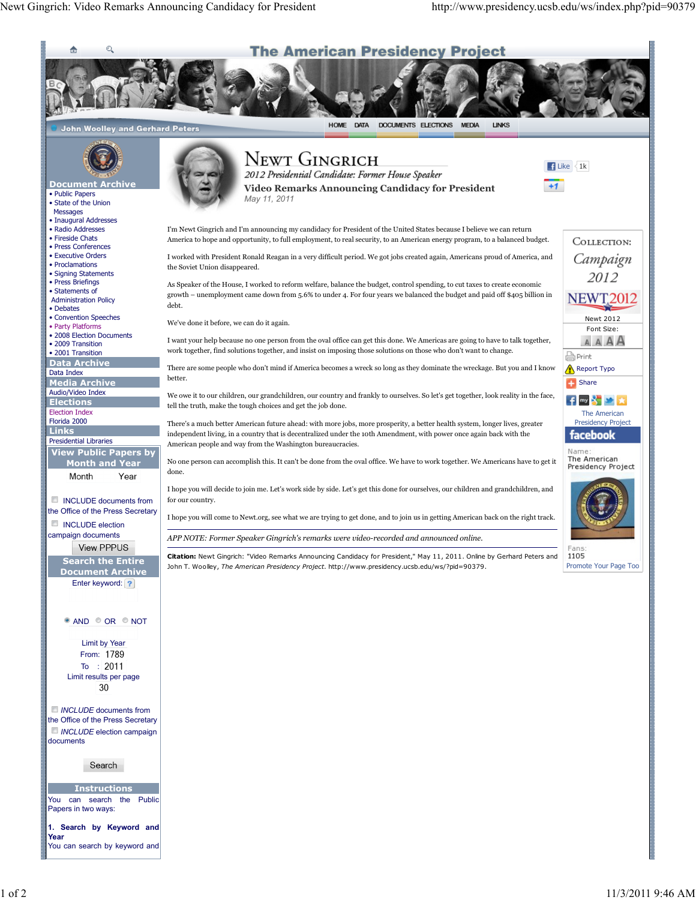# Newt Gingrich

*2012 Presidential Candidate: Former House Speaker*

## Video Remarks Announcing Candidacy for President

*May 11, 2011*

I'm Newt Gingrich and I'm announcing my candidacy for President of the United States because I believe we can return America to hope and opportunity, to full employment, to real security, to an American energy program, to a balanced budget.

I worked with President Ronald Reagan in a very difficult period. We got jobs created again, Americans proud of America, and the Soviet Union disappeared.

As Speaker of the House, I worked to reform welfare, balance the budget, control spending, to cut taxes to create economic growth – unemployment came down from 5.6% to under 4. For four years we balanced the budget and paid off $405 billion in debt.

We've done it before, we can do it again.

I want your help because no one person from the oval office can get this done. We Americas are going to have to talk together, work together, find solutions together, and insist on imposing those solutions on those who don't want to change.

There are some people who don't mind if America becomes a wreck so long as they dominate the wreckage. But you and I know better.

We owe it to our children, our grandchildren, our country and frankly to ourselves. So let's get together, look reality in the face, tell the truth, make the tough choices and get the job done.

There's a much better American future ahead: with more jobs, more prosperity, a better health system, longer lives, greater independent living, in a country that is decentralized under the 10th Amendment, with power once again back with the American people and way from the Washington bureaucracies.

No one person can accomplish this. It can't be done from the oval office. We have to work together. We Americans have to get it done.

I hope you will decide to join me. Let's work side by side. Let's get this done for ourselves, our children and grandchildren, and for our country.

I hope you will come to Newt.org, see what we are trying to get done, and to join us in getting American back on the right track.

---

*APP NOTE: Former Speaker Gingrich's remarks were video-recorded and announced online.*

---

**Citation:** Newt Gingrich: "Video Remarks Announcing Candidacy for President," May 11, 2011. Online by Gerhard Peters and John T. Woolley, *The American Presidency Project*. http://www.presidency.ucsb.edu/ws/?pid=90379.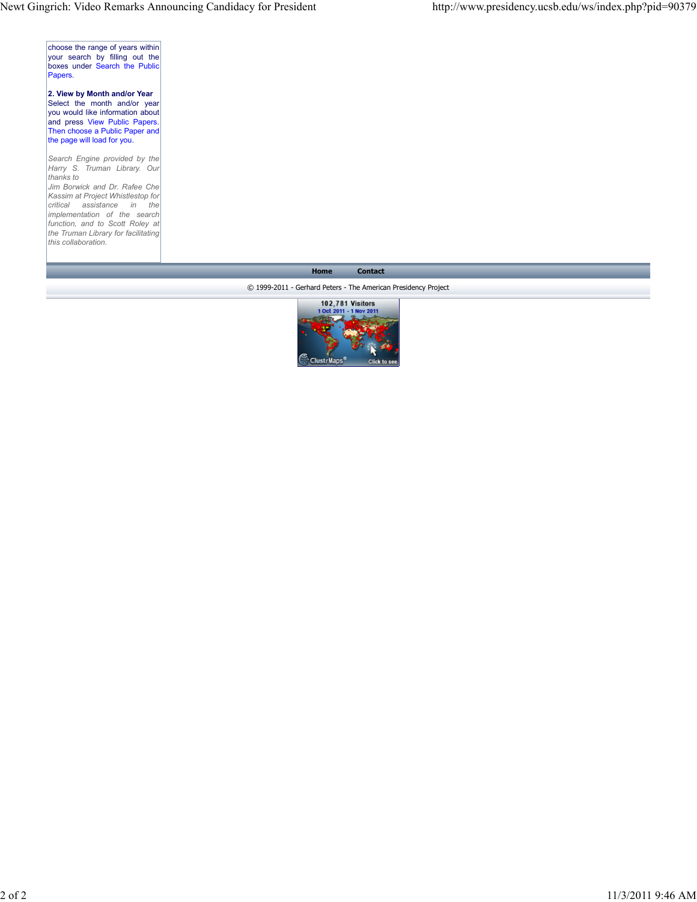choose the range of years within your search by filling out the boxes under Search the Public Papers.

**2. View by Month and/or Year**
Select the month and/or year you would like information about and press View Public Papers. Then choose a Public Paper and the page will load for you.

*Search Engine provided by the Harry S. Truman Library. Our thanks to*
*Jim Borwick and Dr. Rafee Che Kassim at Project Whistlestop for critical assistance in the implementation of the search function, and to Scott Roley at the Truman Library for facilitating this collaboration.*

Home Contact

© 1999-2011 - Gerhard Peters - The American Presidency Project

102,781 Visitors
1 Oct 2011 - 1 Nov 2011
ClustrMaps®
Click to see